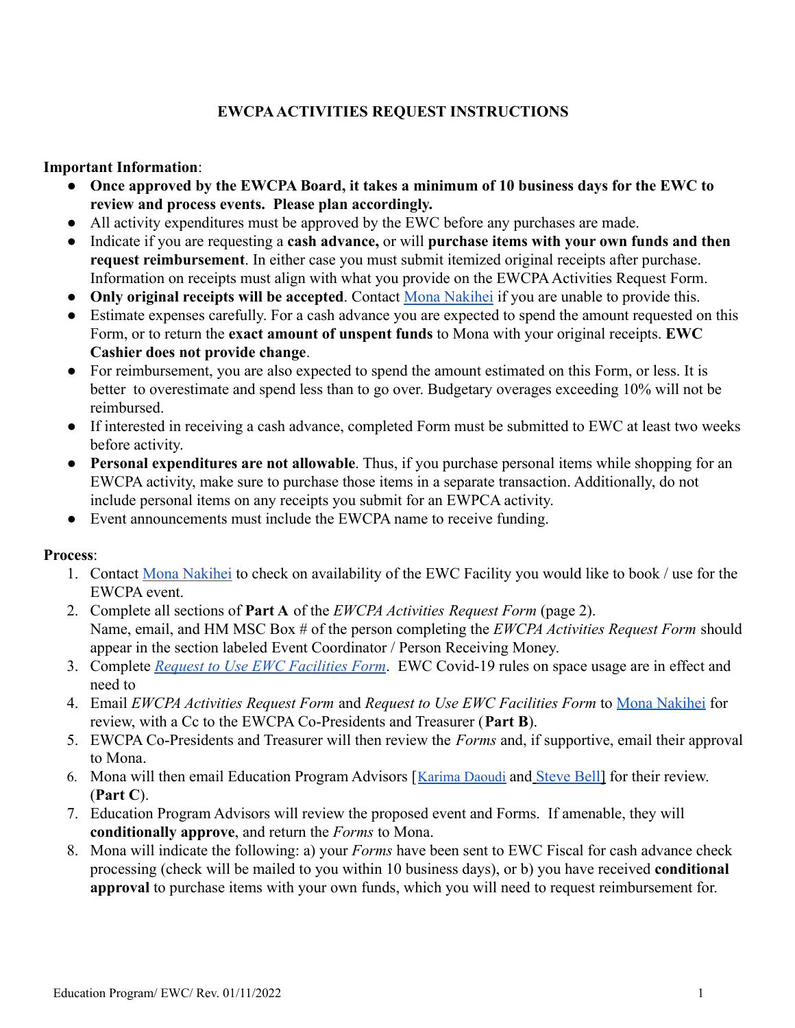# EWCPA ACTIVITIES REQUEST INSTRUCTIONS

**Important Information**:

- **Once approved by the EWCPA Board, it takes a minimum of 10 business days for the EWC to review and process events. Please plan accordingly.**
- All activity expenditures must be approved by the EWC before any purchases are made.
- Indicate if you are requesting a **cash advance,** or will **purchase items with your own funds and then request reimbursement**. In either case you must submit itemized original receipts after purchase. Information on receipts must align with what you provide on the EWCPA Activities Request Form.
- **Only original receipts will be accepted**. Contact Mona Nakihei if you are unable to provide this.
- Estimate expenses carefully. For a cash advance you are expected to spend the amount requested on this Form, or to return the **exact amount of unspent funds** to Mona with your original receipts. **EWC Cashier does not provide change**.
- For reimbursement, you are also expected to spend the amount estimated on this Form, or less. It is better to overestimate and spend less than to go over. Budgetary overages exceeding 10% will not be reimbursed.
- If interested in receiving a cash advance, completed Form must be submitted to EWC at least two weeks before activity.
- **Personal expenditures are not allowable**. Thus, if you purchase personal items while shopping for an EWCPA activity, make sure to purchase those items in a separate transaction. Additionally, do not include personal items on any receipts you submit for an EWPCA activity.
- Event announcements must include the EWCPA name to receive funding.

**Process**:

1. Contact Mona Nakihei to check on availability of the EWC Facility you would like to book / use for the EWCPA event.
2. Complete all sections of **Part A** of the *EWCPA Activities Request Form* (page 2). Name, email, and HM MSC Box # of the person completing the *EWCPA Activities Request Form* should appear in the section labeled Event Coordinator / Person Receiving Money.
3. Complete *Request to Use EWC Facilities Form*. EWC Covid-19 rules on space usage are in effect and need to
4. Email *EWCPA Activities Request Form* and *Request to Use EWC Facilities Form* to Mona Nakihei for review, with a Cc to the EWCPA Co-Presidents and Treasurer (**Part B**).
5. EWCPA Co-Presidents and Treasurer will then review the *Forms* and, if supportive, email their approval to Mona.
6. Mona will then email Education Program Advisors [Karima Daoudi and Steve Bell] for their review. (**Part C**).
7. Education Program Advisors will review the proposed event and Forms. If amenable, they will **conditionally approve**, and return the *Forms* to Mona.
8. Mona will indicate the following: a) your *Forms* have been sent to EWC Fiscal for cash advance check processing (check will be mailed to you within 10 business days), or b) you have received **conditional approval** to purchase items with your own funds, which you will need to request reimbursement for.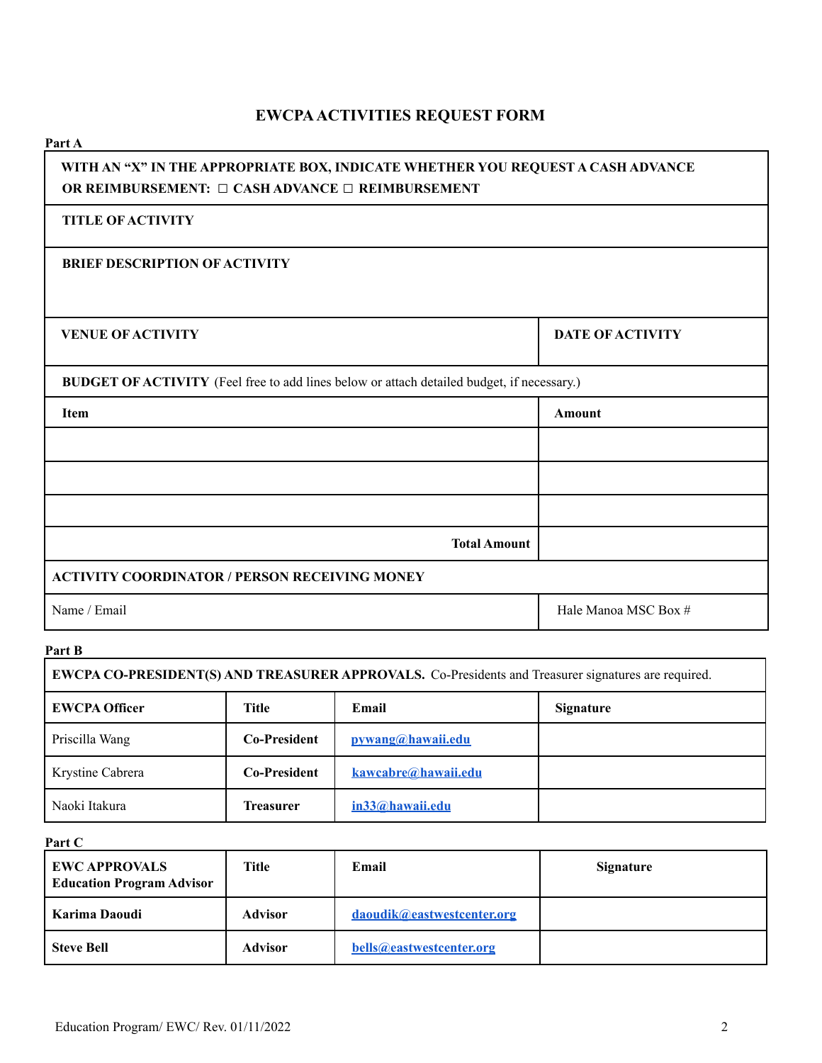# EWCPA ACTIVITIES REQUEST FORM

**Part A**

| | |
|---|---|
| **WITH AN "X" IN THE APPROPRIATE BOX, INDICATE WHETHER YOU REQUEST A CASH ADVANCE OR REIMBURSEMENT: ☐ CASH ADVANCE ☐ REIMBURSEMENT** | |
| **TITLE OF ACTIVITY** | |
| **BRIEF DESCRIPTION OF ACTIVITY** | |
| **VENUE OF ACTIVITY** | **DATE OF ACTIVITY** |
| **BUDGET OF ACTIVITY** (Feel free to add lines below or attach detailed budget, if necessary.) | |
| **Item** | **Amount** |
| | |
| | |
| | |
| **Total Amount** | |
| **ACTIVITY COORDINATOR / PERSON RECEIVING MONEY** | |
| Name / Email | Hale Manoa MSC Box # |

**Part B**

**EWCPA CO-PRESIDENT(S) AND TREASURER APPROVALS.** Co-Presidents and Treasurer signatures are required.

| **EWCPA Officer** | **Title** | **Email** | **Signature** |
|---|---|---|---|
| Priscilla Wang | **Co-President** | pywang@hawaii.edu | |
| Krystine Cabrera | **Co-President** | kawcabre@hawaii.edu | |
| Naoki Itakura | **Treasurer** | in33@hawaii.edu | |

**Part C**

| **EWC APPROVALS Education Program Advisor** | **Title** | **Email** | **Signature** |
|---|---|---|---|
| **Karima Daoudi** | **Advisor** | daoudik@eastwestcenter.org | |
| **Steve Bell** | **Advisor** | bells@eastwestcenter.org | |

Education Program/ EWC/ Rev. 01/11/2022